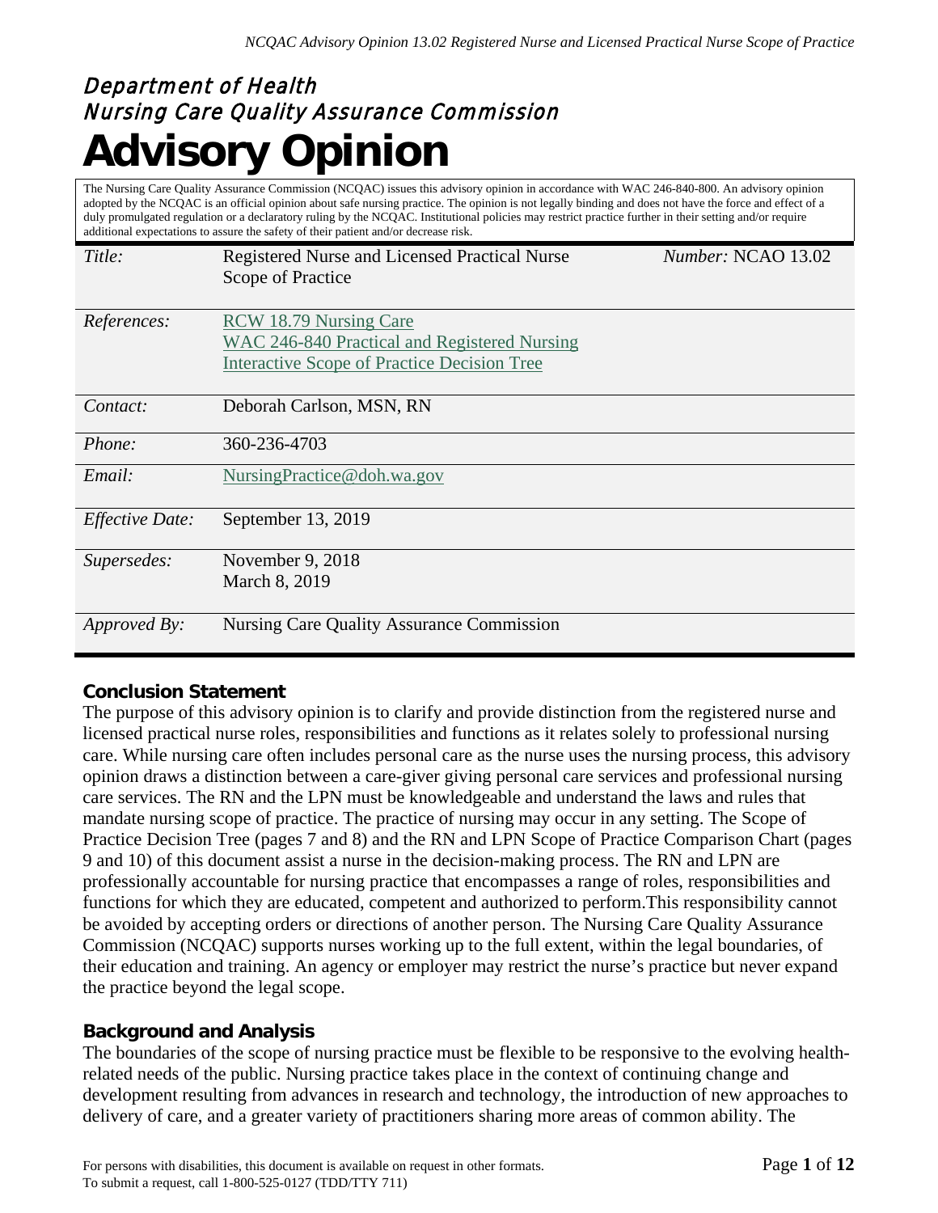# Department of Health
# Nursing Care Quality Assurance Commission
# Advisory Opinion

The Nursing Care Quality Assurance Commission (NCQAC) issues this advisory opinion in accordance with WAC 246-840-800. An advisory opinion adopted by the NCQAC is an official opinion about safe nursing practice. The opinion is not legally binding and does not have the force and effect of a duly promulgated regulation or a declaratory ruling by the NCQAC. Institutional policies may restrict practice further in their setting and/or require additional expectations to assure the safety of their patient and/or decrease risk.

| | | |
|---|---|---|
| *Title:* | Registered Nurse and Licensed Practical Nurse Scope of Practice | *Number:* NCAO 13.02 |
| *References:* | RCW 18.79 Nursing Care<br>WAC 246-840 Practical and Registered Nursing<br>Interactive Scope of Practice Decision Tree | |
| *Contact:* | Deborah Carlson, MSN, RN | |
| *Phone:* | 360-236-4703 | |
| *Email:* | NursingPractice@doh.wa.gov | |
| *Effective Date:* | September 13, 2019 | |
| *Supersedes:* | November 9, 2018<br>March 8, 2019 | |
| *Approved By:* | Nursing Care Quality Assurance Commission | |

## Conclusion Statement

The purpose of this advisory opinion is to clarify and provide distinction from the registered nurse and licensed practical nurse roles, responsibilities and functions as it relates solely to professional nursing care. While nursing care often includes personal care as the nurse uses the nursing process, this advisory opinion draws a distinction between a care-giver giving personal care services and professional nursing care services. The RN and the LPN must be knowledgeable and understand the laws and rules that mandate nursing scope of practice. The practice of nursing may occur in any setting. The Scope of Practice Decision Tree (pages 7 and 8) and the RN and LPN Scope of Practice Comparison Chart (pages 9 and 10) of this document assist a nurse in the decision-making process. The RN and LPN are professionally accountable for nursing practice that encompasses a range of roles, responsibilities and functions for which they are educated, competent and authorized to perform.This responsibility cannot be avoided by accepting orders or directions of another person. The Nursing Care Quality Assurance Commission (NCQAC) supports nurses working up to the full extent, within the legal boundaries, of their education and training. An agency or employer may restrict the nurse's practice but never expand the practice beyond the legal scope.

## Background and Analysis

The boundaries of the scope of nursing practice must be flexible to be responsive to the evolving health-related needs of the public. Nursing practice takes place in the context of continuing change and development resulting from advances in research and technology, the introduction of new approaches to delivery of care, and a greater variety of practitioners sharing more areas of common ability. The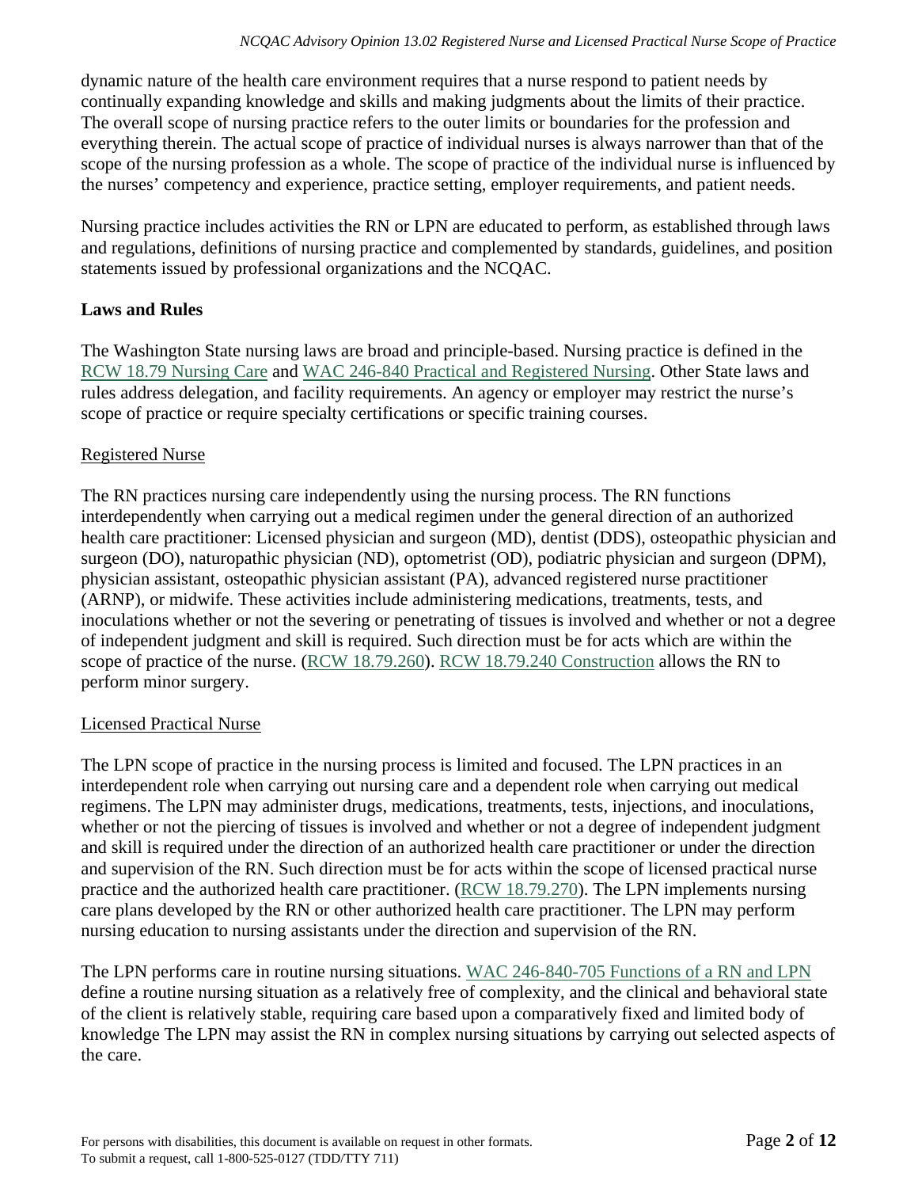dynamic nature of the health care environment requires that a nurse respond to patient needs by continually expanding knowledge and skills and making judgments about the limits of their practice. The overall scope of nursing practice refers to the outer limits or boundaries for the profession and everything therein. The actual scope of practice of individual nurses is always narrower than that of the scope of the nursing profession as a whole. The scope of practice of the individual nurse is influenced by the nurses' competency and experience, practice setting, employer requirements, and patient needs.

Nursing practice includes activities the RN or LPN are educated to perform, as established through laws and regulations, definitions of nursing practice and complemented by standards, guidelines, and position statements issued by professional organizations and the NCQAC.

**Laws and Rules**

The Washington State nursing laws are broad and principle-based. Nursing practice is defined in the RCW 18.79 Nursing Care and WAC 246-840 Practical and Registered Nursing. Other State laws and rules address delegation, and facility requirements. An agency or employer may restrict the nurse's scope of practice or require specialty certifications or specific training courses.

Registered Nurse

The RN practices nursing care independently using the nursing process. The RN functions interdependently when carrying out a medical regimen under the general direction of an authorized health care practitioner: Licensed physician and surgeon (MD), dentist (DDS), osteopathic physician and surgeon (DO), naturopathic physician (ND), optometrist (OD), podiatric physician and surgeon (DPM), physician assistant, osteopathic physician assistant (PA), advanced registered nurse practitioner (ARNP), or midwife. These activities include administering medications, treatments, tests, and inoculations whether or not the severing or penetrating of tissues is involved and whether or not a degree of independent judgment and skill is required. Such direction must be for acts which are within the scope of practice of the nurse. (RCW 18.79.260). RCW 18.79.240 Construction allows the RN to perform minor surgery.

Licensed Practical Nurse

The LPN scope of practice in the nursing process is limited and focused. The LPN practices in an interdependent role when carrying out nursing care and a dependent role when carrying out medical regimens. The LPN may administer drugs, medications, treatments, tests, injections, and inoculations, whether or not the piercing of tissues is involved and whether or not a degree of independent judgment and skill is required under the direction of an authorized health care practitioner or under the direction and supervision of the RN. Such direction must be for acts within the scope of licensed practical nurse practice and the authorized health care practitioner. (RCW 18.79.270). The LPN implements nursing care plans developed by the RN or other authorized health care practitioner. The LPN may perform nursing education to nursing assistants under the direction and supervision of the RN.

The LPN performs care in routine nursing situations. WAC 246-840-705 Functions of a RN and LPN define a routine nursing situation as a relatively free of complexity, and the clinical and behavioral state of the client is relatively stable, requiring care based upon a comparatively fixed and limited body of knowledge The LPN may assist the RN in complex nursing situations by carrying out selected aspects of the care.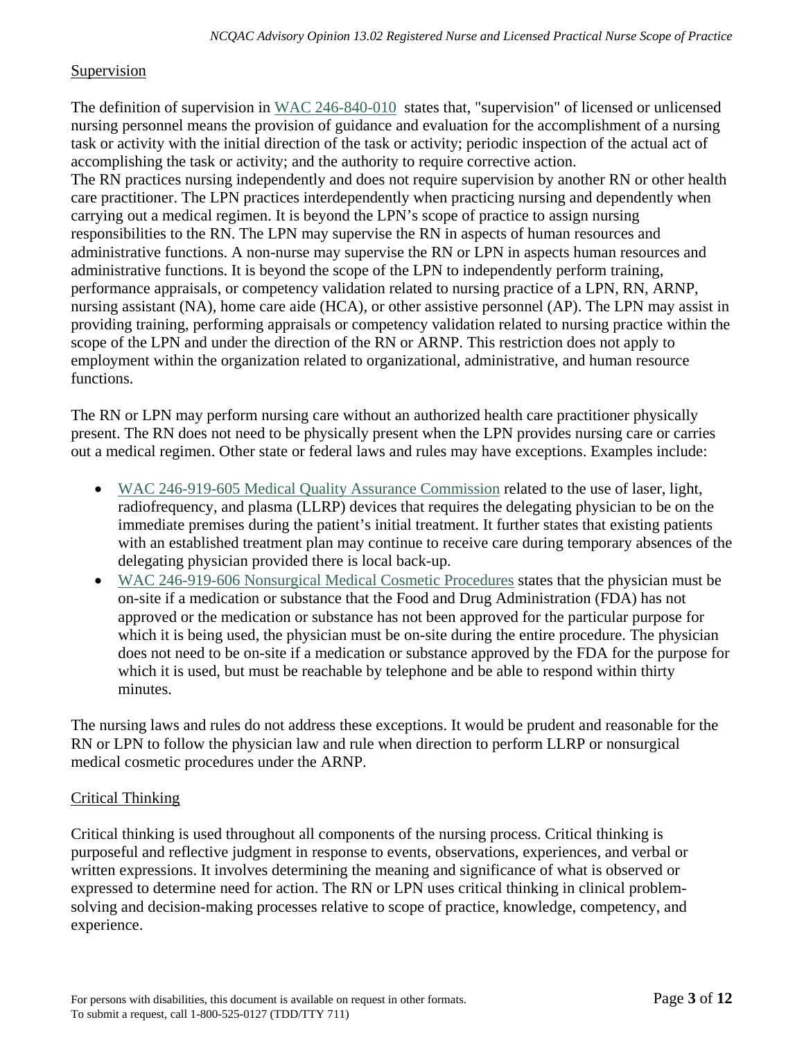## Supervision

The definition of supervision in [WAC 246-840-010](#) states that, "supervision" of licensed or unlicensed nursing personnel means the provision of guidance and evaluation for the accomplishment of a nursing task or activity with the initial direction of the task or activity; periodic inspection of the actual act of accomplishing the task or activity; and the authority to require corrective action.
The RN practices nursing independently and does not require supervision by another RN or other health care practitioner. The LPN practices interdependently when practicing nursing and dependently when carrying out a medical regimen. It is beyond the LPN's scope of practice to assign nursing responsibilities to the RN. The LPN may supervise the RN in aspects of human resources and administrative functions. A non-nurse may supervise the RN or LPN in aspects human resources and administrative functions. It is beyond the scope of the LPN to independently perform training, performance appraisals, or competency validation related to nursing practice of a LPN, RN, ARNP, nursing assistant (NA), home care aide (HCA), or other assistive personnel (AP). The LPN may assist in providing training, performing appraisals or competency validation related to nursing practice within the scope of the LPN and under the direction of the RN or ARNP. This restriction does not apply to employment within the organization related to organizational, administrative, and human resource functions.

The RN or LPN may perform nursing care without an authorized health care practitioner physically present. The RN does not need to be physically present when the LPN provides nursing care or carries out a medical regimen. Other state or federal laws and rules may have exceptions. Examples include:

- WAC 246-919-605 Medical Quality Assurance Commission related to the use of laser, light, radiofrequency, and plasma (LLRP) devices that requires the delegating physician to be on the immediate premises during the patient's initial treatment. It further states that existing patients with an established treatment plan may continue to receive care during temporary absences of the delegating physician provided there is local back-up.
- WAC 246-919-606 Nonsurgical Medical Cosmetic Procedures states that the physician must be on-site if a medication or substance that the Food and Drug Administration (FDA) has not approved or the medication or substance has not been approved for the particular purpose for which it is being used, the physician must be on-site during the entire procedure. The physician does not need to be on-site if a medication or substance approved by the FDA for the purpose for which it is used, but must be reachable by telephone and be able to respond within thirty minutes.

The nursing laws and rules do not address these exceptions. It would be prudent and reasonable for the RN or LPN to follow the physician law and rule when direction to perform LLRP or nonsurgical medical cosmetic procedures under the ARNP.

## Critical Thinking

Critical thinking is used throughout all components of the nursing process. Critical thinking is purposeful and reflective judgment in response to events, observations, experiences, and verbal or written expressions. It involves determining the meaning and significance of what is observed or expressed to determine need for action. The RN or LPN uses critical thinking in clinical problem-solving and decision-making processes relative to scope of practice, knowledge, competency, and experience.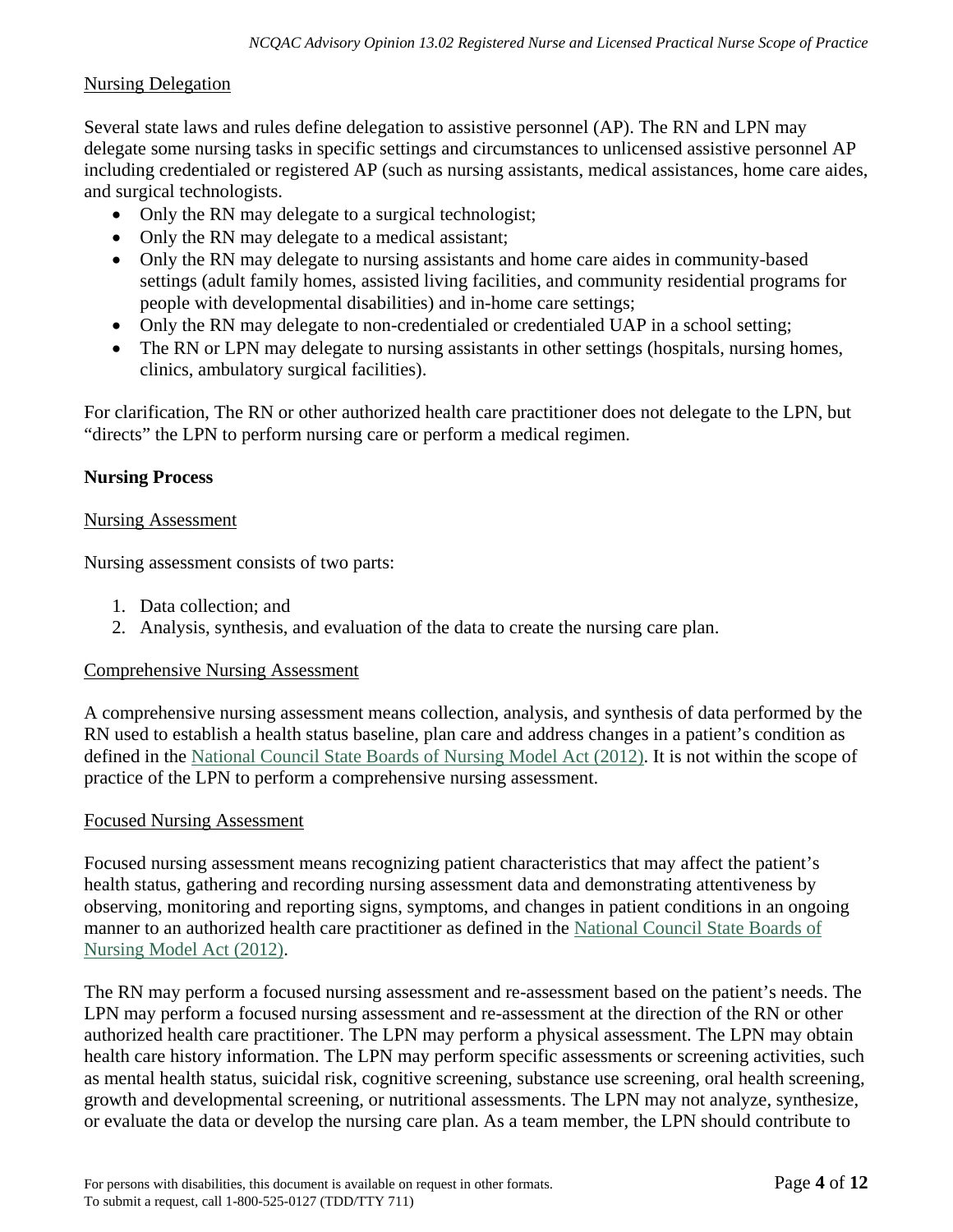Nursing Delegation

Several state laws and rules define delegation to assistive personnel (AP). The RN and LPN may delegate some nursing tasks in specific settings and circumstances to unlicensed assistive personnel AP including credentialed or registered AP (such as nursing assistants, medical assistances, home care aides, and surgical technologists.

- Only the RN may delegate to a surgical technologist;
- Only the RN may delegate to a medical assistant;
- Only the RN may delegate to nursing assistants and home care aides in community-based settings (adult family homes, assisted living facilities, and community residential programs for people with developmental disabilities) and in-home care settings;
- Only the RN may delegate to non-credentialed or credentialed UAP in a school setting;
- The RN or LPN may delegate to nursing assistants in other settings (hospitals, nursing homes, clinics, ambulatory surgical facilities).

For clarification, The RN or other authorized health care practitioner does not delegate to the LPN, but "directs" the LPN to perform nursing care or perform a medical regimen.

**Nursing Process**

Nursing Assessment

Nursing assessment consists of two parts:

1. Data collection; and
2. Analysis, synthesis, and evaluation of the data to create the nursing care plan.

Comprehensive Nursing Assessment

A comprehensive nursing assessment means collection, analysis, and synthesis of data performed by the RN used to establish a health status baseline, plan care and address changes in a patient's condition as defined in the National Council State Boards of Nursing Model Act (2012). It is not within the scope of practice of the LPN to perform a comprehensive nursing assessment.

Focused Nursing Assessment

Focused nursing assessment means recognizing patient characteristics that may affect the patient's health status, gathering and recording nursing assessment data and demonstrating attentiveness by observing, monitoring and reporting signs, symptoms, and changes in patient conditions in an ongoing manner to an authorized health care practitioner as defined in the National Council State Boards of Nursing Model Act (2012).

The RN may perform a focused nursing assessment and re-assessment based on the patient's needs. The LPN may perform a focused nursing assessment and re-assessment at the direction of the RN or other authorized health care practitioner. The LPN may perform a physical assessment. The LPN may obtain health care history information. The LPN may perform specific assessments or screening activities, such as mental health status, suicidal risk, cognitive screening, substance use screening, oral health screening, growth and developmental screening, or nutritional assessments. The LPN may not analyze, synthesize, or evaluate the data or develop the nursing care plan. As a team member, the LPN should contribute to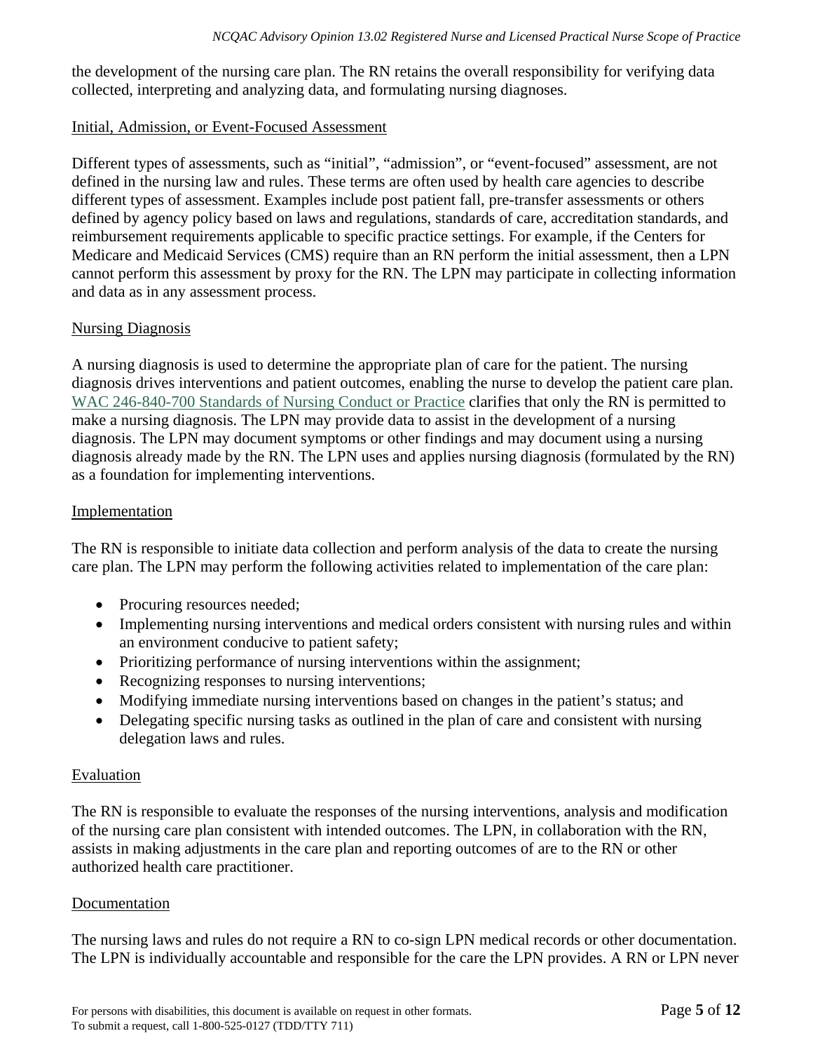the development of the nursing care plan. The RN retains the overall responsibility for verifying data collected, interpreting and analyzing data, and formulating nursing diagnoses.

### Initial, Admission, or Event-Focused Assessment

Different types of assessments, such as "initial", "admission", or "event-focused" assessment, are not defined in the nursing law and rules. These terms are often used by health care agencies to describe different types of assessment. Examples include post patient fall, pre-transfer assessments or others defined by agency policy based on laws and regulations, standards of care, accreditation standards, and reimbursement requirements applicable to specific practice settings. For example, if the Centers for Medicare and Medicaid Services (CMS) require than an RN perform the initial assessment, then a LPN cannot perform this assessment by proxy for the RN. The LPN may participate in collecting information and data as in any assessment process.

### Nursing Diagnosis

A nursing diagnosis is used to determine the appropriate plan of care for the patient. The nursing diagnosis drives interventions and patient outcomes, enabling the nurse to develop the patient care plan. WAC 246-840-700 Standards of Nursing Conduct or Practice clarifies that only the RN is permitted to make a nursing diagnosis. The LPN may provide data to assist in the development of a nursing diagnosis. The LPN may document symptoms or other findings and may document using a nursing diagnosis already made by the RN. The LPN uses and applies nursing diagnosis (formulated by the RN) as a foundation for implementing interventions.

### Implementation

The RN is responsible to initiate data collection and perform analysis of the data to create the nursing care plan. The LPN may perform the following activities related to implementation of the care plan:

- Procuring resources needed;
- Implementing nursing interventions and medical orders consistent with nursing rules and within an environment conducive to patient safety;
- Prioritizing performance of nursing interventions within the assignment;
- Recognizing responses to nursing interventions;
- Modifying immediate nursing interventions based on changes in the patient's status; and
- Delegating specific nursing tasks as outlined in the plan of care and consistent with nursing delegation laws and rules.

### Evaluation

The RN is responsible to evaluate the responses of the nursing interventions, analysis and modification of the nursing care plan consistent with intended outcomes. The LPN, in collaboration with the RN, assists in making adjustments in the care plan and reporting outcomes of are to the RN or other authorized health care practitioner.

### Documentation

The nursing laws and rules do not require a RN to co-sign LPN medical records or other documentation. The LPN is individually accountable and responsible for the care the LPN provides. A RN or LPN never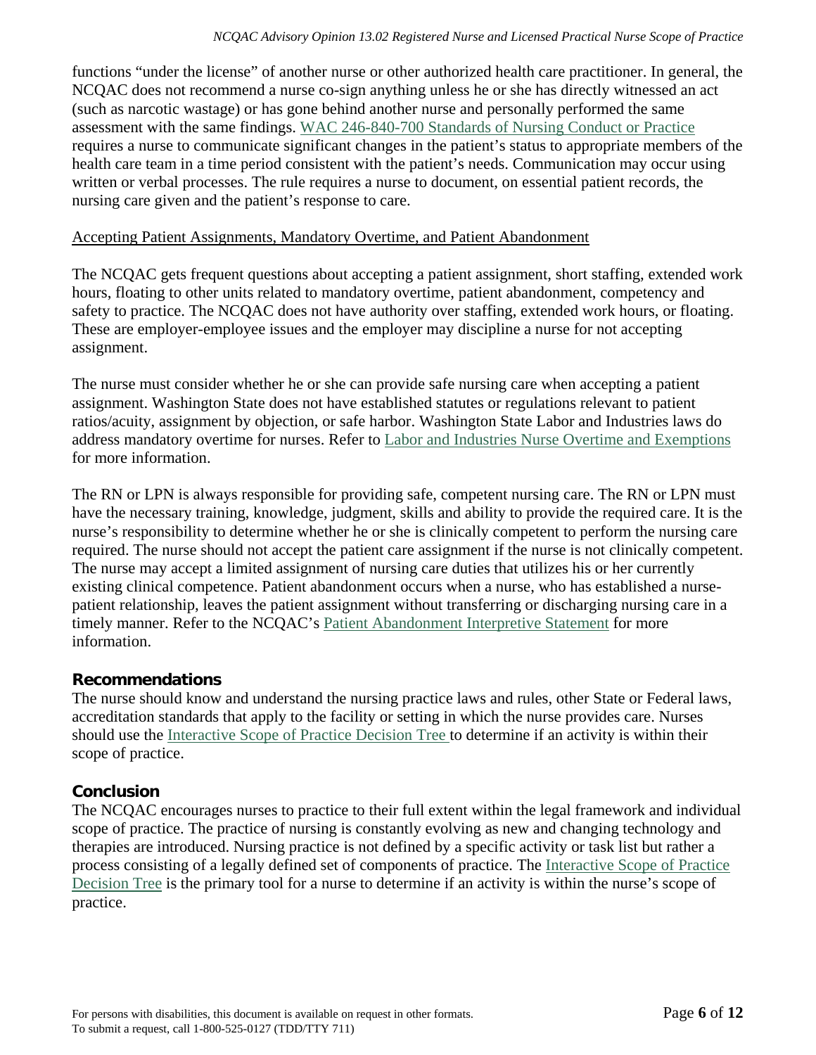functions "under the license" of another nurse or other authorized health care practitioner. In general, the NCQAC does not recommend a nurse co-sign anything unless he or she has directly witnessed an act (such as narcotic wastage) or has gone behind another nurse and personally performed the same assessment with the same findings. [WAC 246-840-700 Standards of Nursing Conduct or Practice]() requires a nurse to communicate significant changes in the patient's status to appropriate members of the health care team in a time period consistent with the patient's needs. Communication may occur using written or verbal processes. The rule requires a nurse to document, on essential patient records, the nursing care given and the patient's response to care.

Accepting Patient Assignments, Mandatory Overtime, and Patient Abandonment

The NCQAC gets frequent questions about accepting a patient assignment, short staffing, extended work hours, floating to other units related to mandatory overtime, patient abandonment, competency and safety to practice. The NCQAC does not have authority over staffing, extended work hours, or floating. These are employer-employee issues and the employer may discipline a nurse for not accepting assignment.

The nurse must consider whether he or she can provide safe nursing care when accepting a patient assignment. Washington State does not have established statutes or regulations relevant to patient ratios/acuity, assignment by objection, or safe harbor. Washington State Labor and Industries laws do address mandatory overtime for nurses. Refer to [Labor and Industries Nurse Overtime and Exemptions]() for more information.

The RN or LPN is always responsible for providing safe, competent nursing care. The RN or LPN must have the necessary training, knowledge, judgment, skills and ability to provide the required care. It is the nurse's responsibility to determine whether he or she is clinically competent to perform the nursing care required. The nurse should not accept the patient care assignment if the nurse is not clinically competent. The nurse may accept a limited assignment of nursing care duties that utilizes his or her currently existing clinical competence. Patient abandonment occurs when a nurse, who has established a nurse-patient relationship, leaves the patient assignment without transferring or discharging nursing care in a timely manner. Refer to the NCQAC's [Patient Abandonment Interpretive Statement]() for more information.

## Recommendations

The nurse should know and understand the nursing practice laws and rules, other State or Federal laws, accreditation standards that apply to the facility or setting in which the nurse provides care. Nurses should use the [Interactive Scope of Practice Decision Tree]() to determine if an activity is within their scope of practice.

## Conclusion

The NCQAC encourages nurses to practice to their full extent within the legal framework and individual scope of practice. The practice of nursing is constantly evolving as new and changing technology and therapies are introduced. Nursing practice is not defined by a specific activity or task list but rather a process consisting of a legally defined set of components of practice. The [Interactive Scope of Practice Decision Tree]() is the primary tool for a nurse to determine if an activity is within the nurse's scope of practice.

For persons with disabilities, this document is available on request in other formats.
To submit a request, call 1-800-525-0127 (TDD/TTY 711)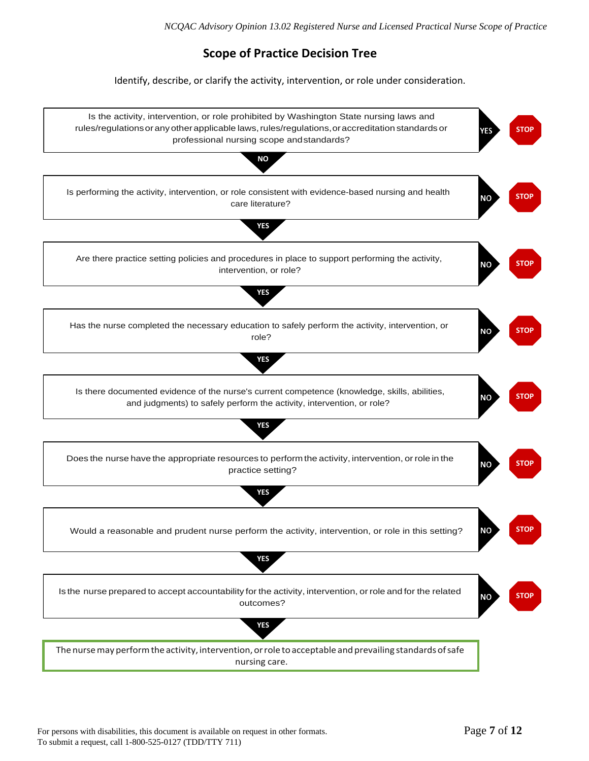## Scope of Practice Decision Tree

Identify, describe, or clarify the activity, intervention, or role under consideration.

1. Is the activity, intervention, or role prohibited by Washington State nursing laws and rules/regulations or any other applicable laws, rules/regulations, or accreditation standards or professional nursing scope and standards?
   - YES → STOP
   - NO ↓

2. Is performing the activity, intervention, or role consistent with evidence-based nursing and health care literature?
   - NO → STOP
   - YES ↓

3. Are there practice setting policies and procedures in place to support performing the activity, intervention, or role?
   - NO → STOP
   - YES ↓

4. Has the nurse completed the necessary education to safely perform the activity, intervention, or role?
   - NO → STOP
   - YES ↓

5. Is there documented evidence of the nurse's current competence (knowledge, skills, abilities, and judgments) to safely perform the activity, intervention, or role?
   - NO → STOP
   - YES ↓

6. Does the nurse have the appropriate resources to perform the activity, intervention, or role in the practice setting?
   - NO → STOP
   - YES ↓

7. Would a reasonable and prudent nurse perform the activity, intervention, or role in this setting?
   - NO → STOP
   - YES ↓

8. Is the nurse prepared to accept accountability for the activity, intervention, or role and for the related outcomes?
   - NO → STOP
   - YES ↓

**The nurse may perform the activity, intervention, or role to acceptable and prevailing standards of safe nursing care.**

For persons with disabilities, this document is available on request in other formats.
To submit a request, call 1-800-525-0127 (TDD/TTY 711)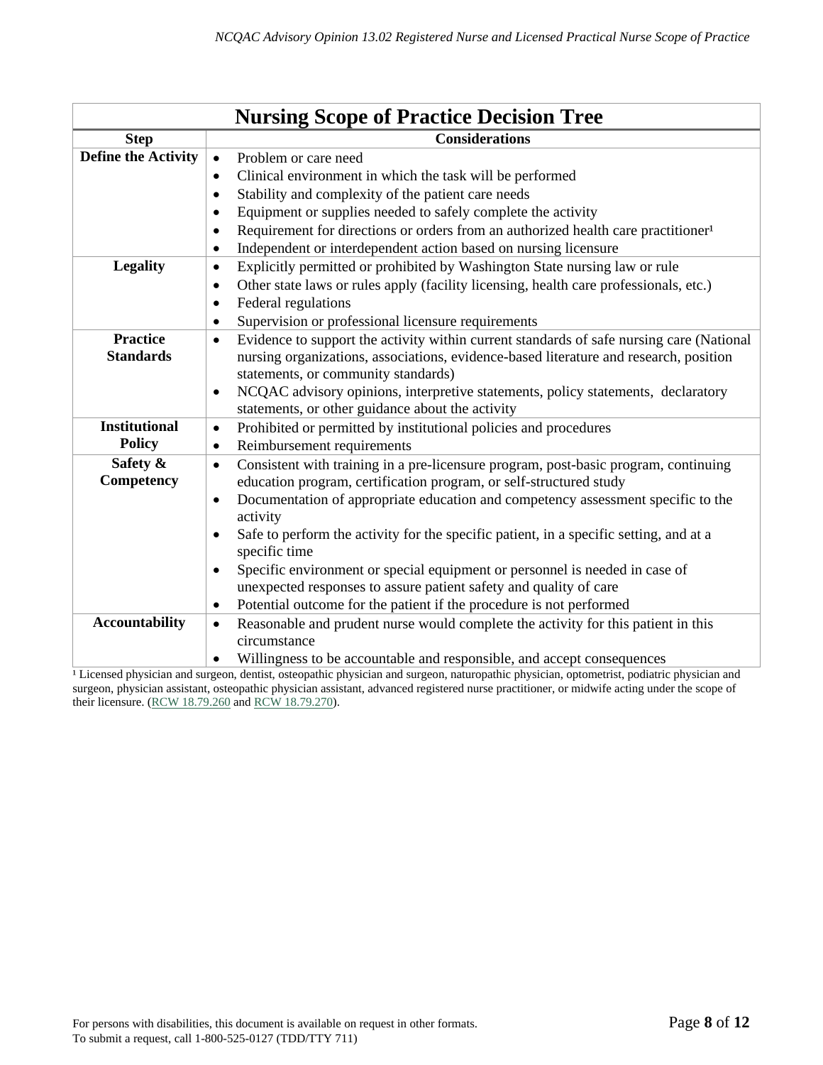| Nursing Scope of Practice Decision Tree | |
|---|---|
| **Step** | **Considerations** |
| **Define the Activity** | • Problem or care need<br>• Clinical environment in which the task will be performed<br>• Stability and complexity of the patient care needs<br>• Equipment or supplies needed to safely complete the activity<br>• Requirement for directions or orders from an authorized health care practitioner[1]<br>• Independent or interdependent action based on nursing licensure |
| **Legality** | • Explicitly permitted or prohibited by Washington State nursing law or rule<br>• Other state laws or rules apply (facility licensing, health care professionals, etc.)<br>• Federal regulations<br>• Supervision or professional licensure requirements |
| **Practice Standards** | • Evidence to support the activity within current standards of safe nursing care (National nursing organizations, associations, evidence-based literature and research, position statements, or community standards)<br>• NCQAC advisory opinions, interpretive statements, policy statements, declaratory statements, or other guidance about the activity |
| **Institutional Policy** | • Prohibited or permitted by institutional policies and procedures<br>• Reimbursement requirements |
| **Safety & Competency** | • Consistent with training in a pre-licensure program, post-basic program, continuing education program, certification program, or self-structured study<br>• Documentation of appropriate education and competency assessment specific to the activity<br>• Safe to perform the activity for the specific patient, in a specific setting, and at a specific time<br>• Specific environment or special equipment or personnel is needed in case of unexpected responses to assure patient safety and quality of care<br>• Potential outcome for the patient if the procedure is not performed |
| **Accountability** | • Reasonable and prudent nurse would complete the activity for this patient in this circumstance<br>• Willingness to be accountable and responsible, and accept consequences |

[1] Licensed physician and surgeon, dentist, osteopathic physician and surgeon, naturopathic physician, optometrist, podiatric physician and surgeon, physician assistant, osteopathic physician assistant, advanced registered nurse practitioner, or midwife acting under the scope of their licensure. (RCW 18.79.260 and RCW 18.79.270).

For persons with disabilities, this document is available on request in other formats. To submit a request, call 1-800-525-0127 (TDD/TTY 711)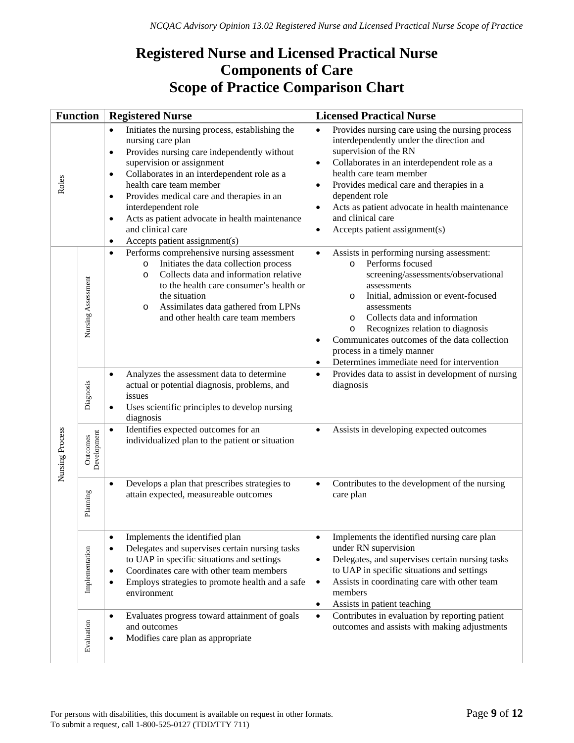# Registered Nurse and Licensed Practical Nurse Components of Care Scope of Practice Comparison Chart

| Function | | Registered Nurse | Licensed Practical Nurse |
|---|---|---|---|
| Roles | | • Initiates the nursing process, establishing the nursing care plan<br>• Provides nursing care independently without supervision or assignment<br>• Collaborates in an interdependent role as a health care team member<br>• Provides medical care and therapies in an interdependent role<br>• Acts as patient advocate in health maintenance and clinical care<br>• Accepts patient assignment(s) | • Provides nursing care using the nursing process interdependently under the direction and supervision of the RN<br>• Collaborates in an interdependent role as a health care team member<br>• Provides medical care and therapies in a dependent role<br>• Acts as patient advocate in health maintenance and clinical care<br>• Accepts patient assignment(s) |
| Nursing Process | Nursing Assessment | • Performs comprehensive nursing assessment<br>&nbsp;&nbsp;o Initiates the data collection process<br>&nbsp;&nbsp;o Collects data and information relative to the health care consumer's health or the situation<br>&nbsp;&nbsp;o Assimilates data gathered from LPNs and other health care team members | • Assists in performing nursing assessment:<br>&nbsp;&nbsp;o Performs focused screening/assessments/observational assessments<br>&nbsp;&nbsp;o Initial, admission or event-focused assessments<br>&nbsp;&nbsp;o Collects data and information<br>&nbsp;&nbsp;o Recognizes relation to diagnosis<br>• Communicates outcomes of the data collection process in a timely manner<br>• Determines immediate need for intervention |
| | Diagnosis | • Analyzes the assessment data to determine actual or potential diagnosis, problems, and issues<br>• Uses scientific principles to develop nursing diagnosis | • Provides data to assist in development of nursing diagnosis |
| | Outcomes Development | • Identifies expected outcomes for an individualized plan to the patient or situation | • Assists in developing expected outcomes |
| | Planning | • Develops a plan that prescribes strategies to attain expected, measureable outcomes | • Contributes to the development of the nursing care plan |
| | Implementation | • Implements the identified plan<br>• Delegates and supervises certain nursing tasks to UAP in specific situations and settings<br>• Coordinates care with other team members<br>• Employs strategies to promote health and a safe environment | • Implements the identified nursing care plan under RN supervision<br>• Delegates, and supervises certain nursing tasks to UAP in specific situations and settings<br>• Assists in coordinating care with other team members<br>• Assists in patient teaching |
| | Evaluation | • Evaluates progress toward attainment of goals and outcomes<br>• Modifies care plan as appropriate | • Contributes in evaluation by reporting patient outcomes and assists with making adjustments |

For persons with disabilities, this document is available on request in other formats.
To submit a request, call 1-800-525-0127 (TDD/TTY 711)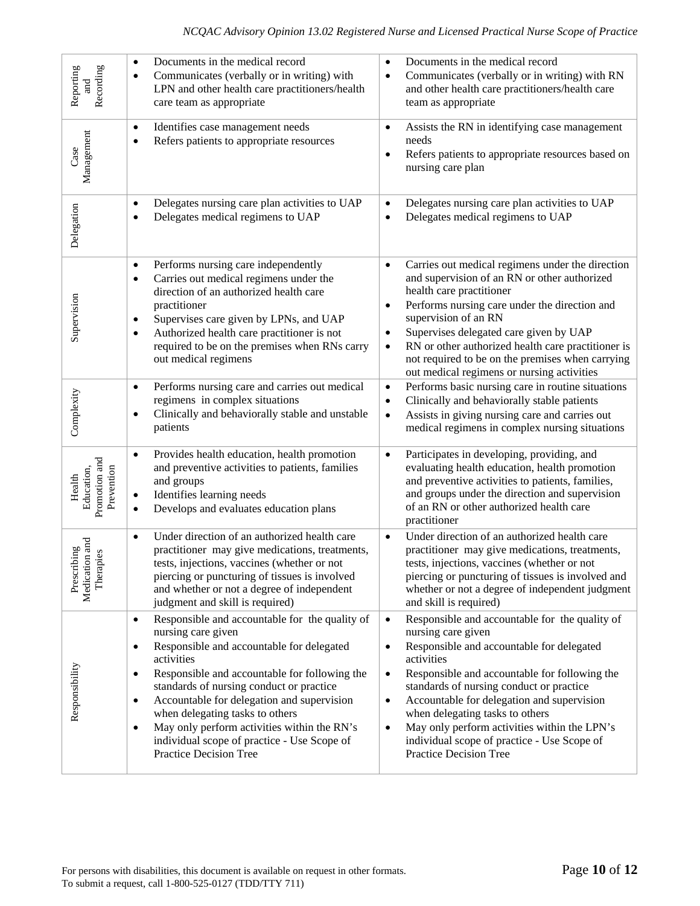| | | |
|---|---|---|
| Reporting and Recording | • Documents in the medical record<br>• Communicates (verbally or in writing) with LPN and other health care practitioners/health care team as appropriate | • Documents in the medical record<br>• Communicates (verbally or in writing) with RN and other health care practitioners/health care team as appropriate |
| Case Management | • Identifies case management needs<br>• Refers patients to appropriate resources | • Assists the RN in identifying case management needs<br>• Refers patients to appropriate resources based on nursing care plan |
| Delegation | • Delegates nursing care plan activities to UAP<br>• Delegates medical regimens to UAP | • Delegates nursing care plan activities to UAP<br>• Delegates medical regimens to UAP |
| Supervision | • Performs nursing care independently<br>• Carries out medical regimens under the direction of an authorized health care practitioner<br>• Supervises care given by LPNs, and UAP<br>• Authorized health care practitioner is not required to be on the premises when RNs carry out medical regimens | • Carries out medical regimens under the direction and supervision of an RN or other authorized health care practitioner<br>• Performs nursing care under the direction and supervision of an RN<br>• Supervises delegated care given by UAP<br>• RN or other authorized health care practitioner is not required to be on the premises when carrying out medical regimens or nursing activities |
| Complexity | • Performs nursing care and carries out medical regimens in complex situations<br>• Clinically and behaviorally stable and unstable patients | • Performs basic nursing care in routine situations<br>• Clinically and behaviorally stable patients<br>• Assists in giving nursing care and carries out medical regimens in complex nursing situations |
| Health Education, Promotion and Prevention | • Provides health education, health promotion and preventive activities to patients, families and groups<br>• Identifies learning needs<br>• Develops and evaluates education plans | • Participates in developing, providing, and evaluating health education, health promotion and preventive activities to patients, families, and groups under the direction and supervision of an RN or other authorized health care practitioner |
| Prescribing Medication and Therapies | • Under direction of an authorized health care practitioner may give medications, treatments, tests, injections, vaccines (whether or not piercing or puncturing of tissues is involved and whether or not a degree of independent judgment and skill is required) | • Under direction of an authorized health care practitioner may give medications, treatments, tests, injections, vaccines (whether or not piercing or puncturing of tissues is involved and whether or not a degree of independent judgment and skill is required) |
| Responsibility | • Responsible and accountable for the quality of nursing care given<br>• Responsible and accountable for delegated activities<br>• Responsible and accountable for following the standards of nursing conduct or practice<br>• Accountable for delegation and supervision when delegating tasks to others<br>• May only perform activities within the RN's individual scope of practice - Use Scope of Practice Decision Tree | • Responsible and accountable for the quality of nursing care given<br>• Responsible and accountable for delegated activities<br>• Responsible and accountable for following the standards of nursing conduct or practice<br>• Accountable for delegation and supervision when delegating tasks to others<br>• May only perform activities within the LPN's individual scope of practice - Use Scope of Practice Decision Tree |

For persons with disabilities, this document is available on request in other formats. To submit a request, call 1-800-525-0127 (TDD/TTY 711)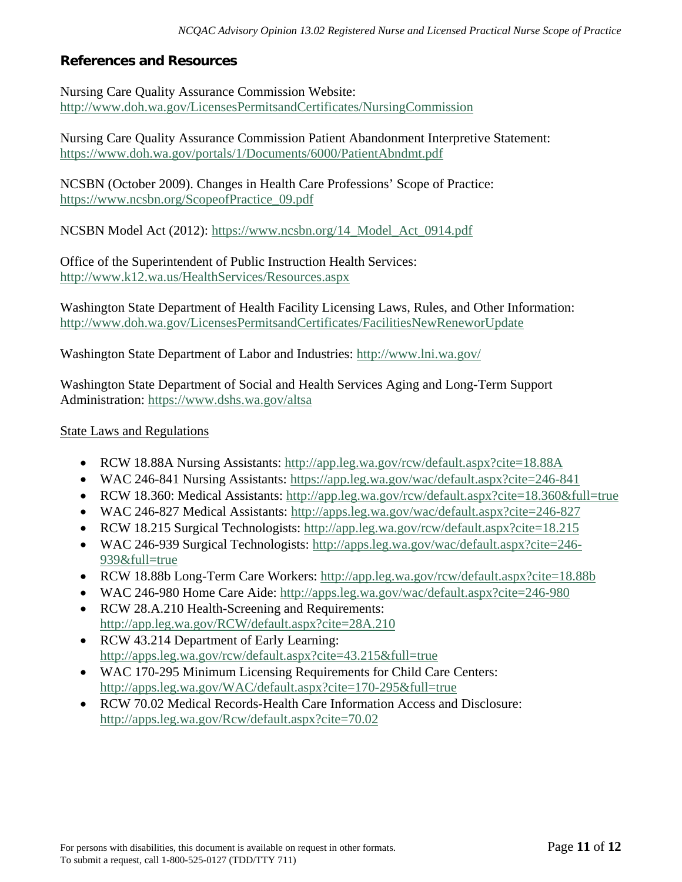## References and Resources

Nursing Care Quality Assurance Commission Website:
http://www.doh.wa.gov/LicensesPermitsandCertificates/NursingCommission

Nursing Care Quality Assurance Commission Patient Abandonment Interpretive Statement:
https://www.doh.wa.gov/portals/1/Documents/6000/PatientAbndmt.pdf

NCSBN (October 2009). Changes in Health Care Professions' Scope of Practice:
https://www.ncsbn.org/ScopeofPractice_09.pdf

NCSBN Model Act (2012): https://www.ncsbn.org/14_Model_Act_0914.pdf

Office of the Superintendent of Public Instruction Health Services:
http://www.k12.wa.us/HealthServices/Resources.aspx

Washington State Department of Health Facility Licensing Laws, Rules, and Other Information:
http://www.doh.wa.gov/LicensesPermitsandCertificates/FacilitiesNewReneworUpdate

Washington State Department of Labor and Industries: http://www.lni.wa.gov/

Washington State Department of Social and Health Services Aging and Long-Term Support Administration: https://www.dshs.wa.gov/altsa

State Laws and Regulations

- RCW 18.88A Nursing Assistants: http://app.leg.wa.gov/rcw/default.aspx?cite=18.88A
- WAC 246-841 Nursing Assistants: https://app.leg.wa.gov/wac/default.aspx?cite=246-841
- RCW 18.360: Medical Assistants: http://app.leg.wa.gov/rcw/default.aspx?cite=18.360&full=true
- WAC 246-827 Medical Assistants: http://apps.leg.wa.gov/wac/default.aspx?cite=246-827
- RCW 18.215 Surgical Technologists: http://app.leg.wa.gov/rcw/default.aspx?cite=18.215
- WAC 246-939 Surgical Technologists: http://apps.leg.wa.gov/wac/default.aspx?cite=246-939&full=true
- RCW 18.88b Long-Term Care Workers: http://app.leg.wa.gov/rcw/default.aspx?cite=18.88b
- WAC 246-980 Home Care Aide: http://apps.leg.wa.gov/wac/default.aspx?cite=246-980
- RCW 28.A.210 Health-Screening and Requirements: http://app.leg.wa.gov/RCW/default.aspx?cite=28A.210
- RCW 43.214 Department of Early Learning: http://apps.leg.wa.gov/rcw/default.aspx?cite=43.215&full=true
- WAC 170-295 Minimum Licensing Requirements for Child Care Centers: http://apps.leg.wa.gov/WAC/default.aspx?cite=170-295&full=true
- RCW 70.02 Medical Records-Health Care Information Access and Disclosure: http://apps.leg.wa.gov/Rcw/default.aspx?cite=70.02

For persons with disabilities, this document is available on request in other formats.
To submit a request, call 1-800-525-0127 (TDD/TTY 711)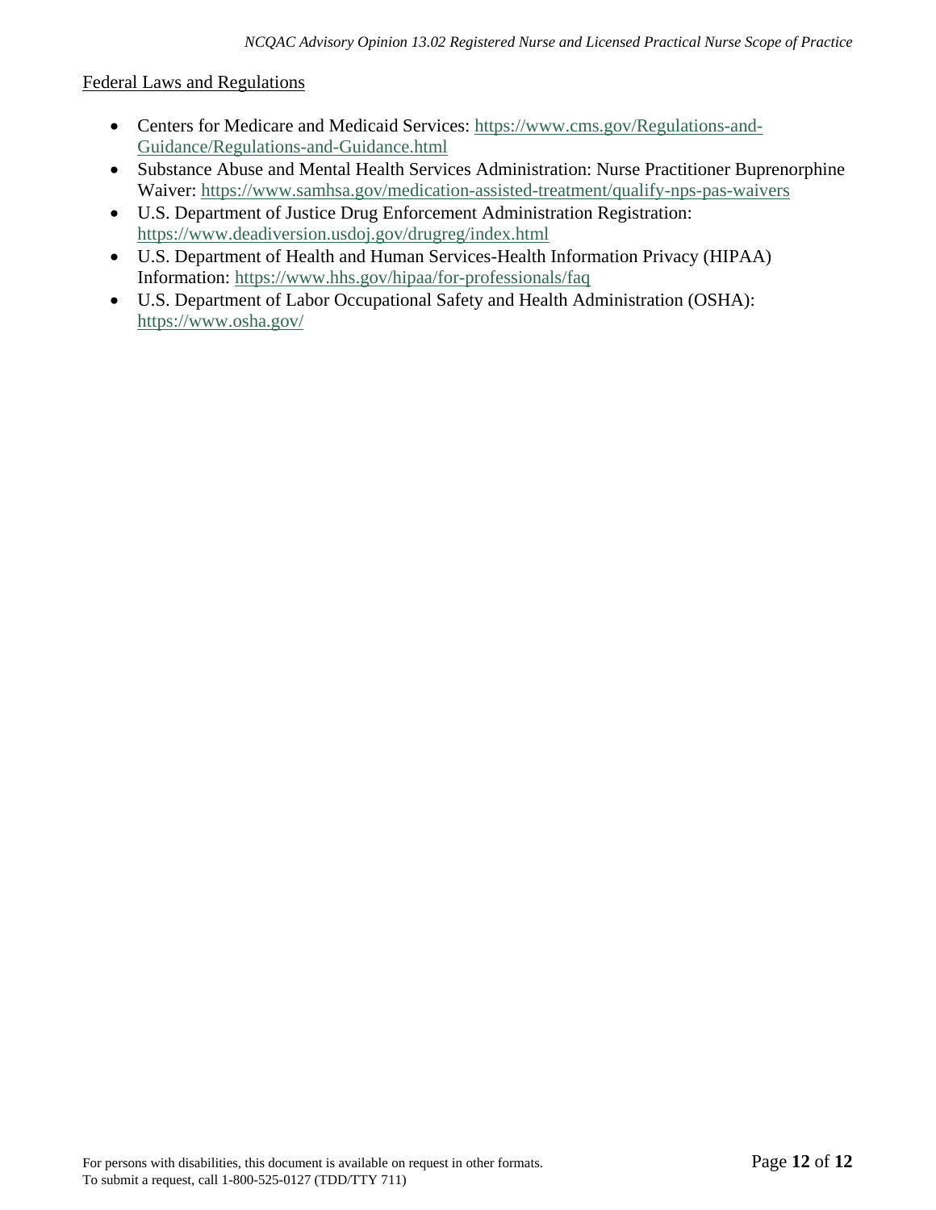Federal Laws and Regulations

- Centers for Medicare and Medicaid Services: https://www.cms.gov/Regulations-and-Guidance/Regulations-and-Guidance.html
- Substance Abuse and Mental Health Services Administration: Nurse Practitioner Buprenorphine Waiver: https://www.samhsa.gov/medication-assisted-treatment/qualify-nps-pas-waivers
- U.S. Department of Justice Drug Enforcement Administration Registration: https://www.deadiversion.usdoj.gov/drugreg/index.html
- U.S. Department of Health and Human Services-Health Information Privacy (HIPAA) Information: https://www.hhs.gov/hipaa/for-professionals/faq
- U.S. Department of Labor Occupational Safety and Health Administration (OSHA): https://www.osha.gov/

For persons with disabilities, this document is available on request in other formats.
To submit a request, call 1-800-525-0127 (TDD/TTY 711)